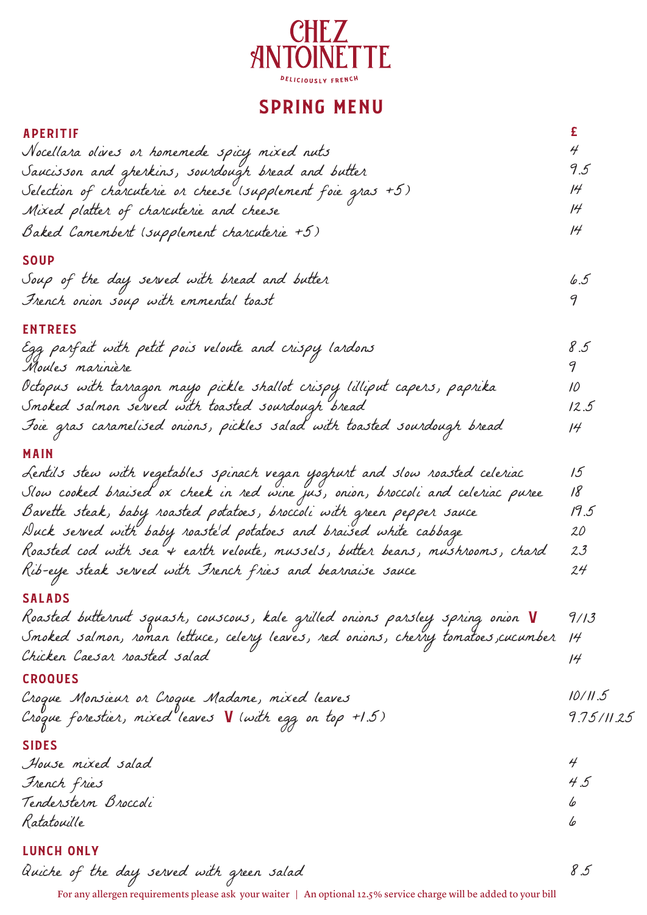# CHEZ ANTOINETTE

DELICIOUSLY FRENCH

## SPRING MENU

### APERITIF

| | £ |
|---|---|
| Nocellara olives or homemede spicy mixed nuts | 4 |
| Saucisson and gherkins, sourdough bread and butter | 9.5 |
| Selection of charcuterie or cheese (supplement foie gras +5) | 14 |
| Mixed platter of charcuterie and cheese | 14 |
| Baked Camembert (supplement charcuterie +5) | 14 |

### SOUP

| | |
|---|---|
| Soup of the day served with bread and butter | 6.5 |
| French onion soup with emmental toast | 9 |

### ENTREES

| | |
|---|---|
| Egg parfait with petit pois veloute and crispy lardons | 8.5 |
| Moules marinière | 9 |
| Octopus with tarragon mayo pickle shallot crispy lilliput capers, paprika | 10 |
| Smoked salmon served with toasted sourdough bread | 12.5 |
| Foie gras caramelised onions, pickles salad with toasted sourdough bread | 14 |

### MAIN

| | |
|---|---|
| Lentils stew with vegetables spinach vegan yoghurt and slow roasted celeriac | 15 |
| Slow cooked braised ox cheek in red wine jus, onion, broccoli and celeriac puree | 18 |
| Bavette steak, baby roasted potatoes, broccoli with green pepper sauce | 19.5 |
| Duck served with baby roaste'd potatoes and braised white cabbage | 20 |
| Roasted cod with sea + earth veloute, mussels, butter beans, mushrooms, chard | 23 |
| Rib-eye steak served with French fries and bearnaise sauce | 24 |

### SALADS

| | |
|---|---|
| Roasted butternut squash, couscous, kale grilled onions parsley spring onion **V** | 9/13 |
| Smoked salmon, roman lettuce, celery leaves, red onions, cherry tomatoes,cucumber | 14 |
| Chicken Caesar roasted salad | 14 |

### CROQUES

| | |
|---|---|
| Croque Monsieur or Croque Madame, mixed leaves | 10/11.5 |
| Croque forestier, mixed leaves **V** (with egg on top +1.5) | 9.75/11.25 |

### SIDES

| | |
|---|---|
| House mixed salad | 4 |
| French fries | 4.5 |
| Tendersterm Broccoli | 6 |
| Ratatouille | 6 |

### LUNCH ONLY

| | |
|---|---|
| Quiche of the day served with green salad | 8.5 |

For any allergen requirements please ask your waiter | An optional 12.5% service charge will be added to your bill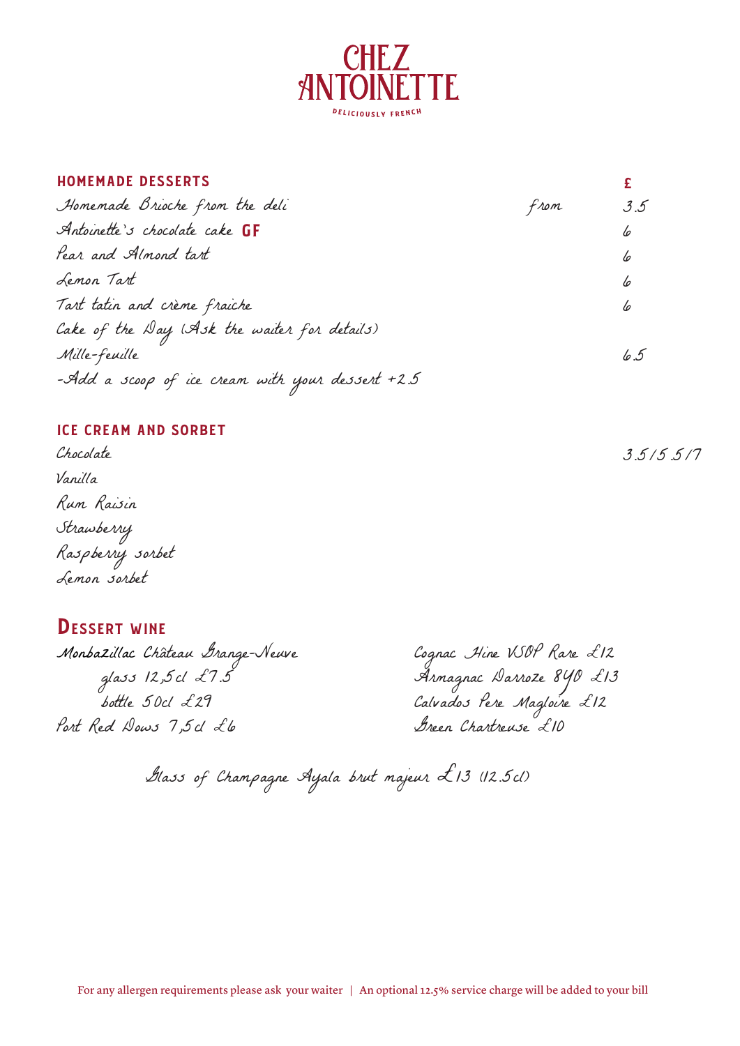# CHEZ ANTOINETTE

DELICIOUSLY FRENCH

## HOMEMADE DESSERTS

| | | £ |
|---|---|---|
| Homemade Brioche from the deli | from | 3.5 |
| Antoinette's chocolate cake **GF** | | 6 |
| Pear and Almond tart | | 6 |
| Lemon Tart | | 6 |
| Tart tatin and crème fraiche | | 6 |
| Cake of the Day (Ask the waiter for details) | | |
| Mille-feuille | | 6.5 |

-Add a scoop of ice cream with your dessert +2.5

## ICE CREAM AND SORBET

3.5/5.5/7

Chocolate
Vanilla
Rum Raisin
Strawberry
Raspberry sorbet
Lemon sorbet

## DESSERT WINE

Monbazillac Château Grange-Neuve
glass 12,5cl £7.5
bottle 50cl £29
Port Red Dows 7,5cl £6

Cognac Hine VSOP Rare £12
Armagnac Darroze 8YO £13
Calvados Pere Magloire £12
Green Chartreuse £10

Glass of Champagne Ayala brut majeur £13 (12.5cl)

For any allergen requirements please ask your waiter | An optional 12.5% service charge will be added to your bill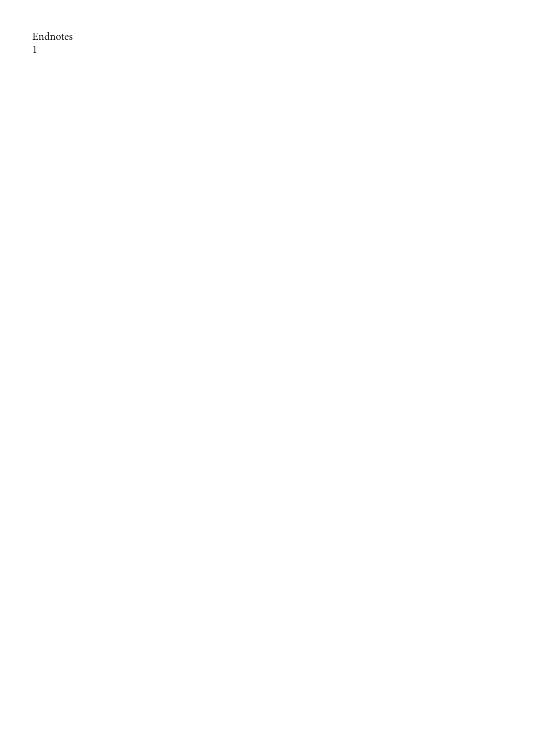Endnotes

1